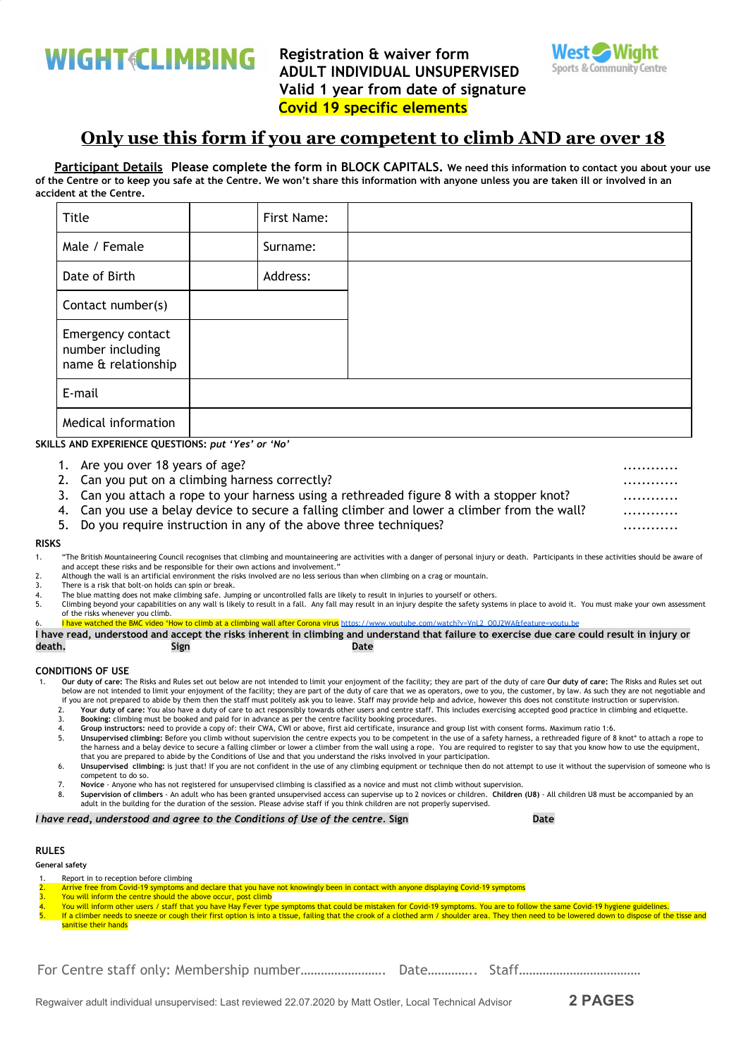WIGHT CLIMBING

**Registration & waiver form**
**ADULT INDIVIDUAL UNSUPERVISED**
**Valid 1 year from date of signature**
**Covid 19 specific elements**

West Wight Sports & Community Centre

# Only use this form if you are competent to climb AND are over 18

**Participant Details** **Please complete the form in BLOCK CAPITALS. We need this information to contact you about your use of the Centre or to keep you safe at the Centre. We won't share this information with anyone unless you are taken ill or involved in an accident at the Centre.**

| Title | | First Name: | |
|---|---|---|---|
| Male / Female | | Surname: | |
| Date of Birth | | Address: | |
| Contact number(s) | | | |
| Emergency contact number including name & relationship | | | |
| E-mail | | | |
| Medical information | | | |

**SKILLS AND EXPERIENCE QUESTIONS:** *put 'Yes' or 'No'*

1. Are you over 18 years of age? …………
2. Can you put on a climbing harness correctly? …………
3. Can you attach a rope to your harness using a rethreaded figure 8 with a stopper knot? …………
4. Can you use a belay device to secure a falling climber and lower a climber from the wall? …………
5. Do you require instruction in any of the above three techniques? …………

**RISKS**

1. "The British Mountaineering Council recognises that climbing and mountaineering are activities with a danger of personal injury or death. Participants in these activities should be aware of and accept these risks and be responsible for their own actions and involvement."
2. Although the wall is an artificial environment the risks involved are no less serious than when climbing on a crag or mountain.
3. There is a risk that bolt-on holds can spin or break.
4. The blue matting does not make climbing safe. Jumping or uncontrolled falls are likely to result in injuries to yourself or others.
5. Climbing beyond your capabilities on any wall is likely to result in a fall. Any fall may result in an injury despite the safety systems in place to avoid it. You must make your own assessment of the risks whenever you climb.
6. I have watched the BMC video 'How to climb at a climbing wall after Corona virus https://www.youtube.com/watch?v=VnL2_O0J2WA&feature=youtu.be

**I have read, understood and accept the risks inherent in climbing and understand that failure to exercise due care could result in injury or death.** **Sign** **Date**

**CONDITIONS OF USE**

1. **Our duty of care:** The Risks and Rules set out below are not intended to limit your enjoyment of the facility; they are part of the duty of care **Our duty of care:** The Risks and Rules set out below are not intended to limit your enjoyment of the facility; they are part of the duty of care that we as operators, owe to you, the customer, by law. As such they are not negotiable and if you are not prepared to abide by them then the staff must politely ask you to leave. Staff may provide help and advice, however this does not constitute instruction or supervision.
2. **Your duty of care:** You also have a duty of care to act responsibly towards other users and centre staff. This includes exercising accepted good practice in climbing and etiquette.
3. **Booking:** climbing must be booked and paid for in advance as per the centre facility booking procedures.
4. **Group instructors:** need to provide a copy of: their CWA, CWI or above, first aid certificate, insurance and group list with consent forms. Maximum ratio 1:6.
5. **Unsupervised climbing:** Before you climb without supervision the centre expects you to be competent in the use of a safety harness, a rethreaded figure of 8 knot* to attach a rope to the harness and a belay device to secure a falling climber or lower a climber from the wall using a rope. You are required to register to say that you know how to use the equipment, that you are prepared to abide by the Conditions of Use and that you understand the risks involved in your participation.
6. **Unsupervised climbing:** is just that! If you are not confident in the use of any climbing equipment or technique then do not attempt to use it without the supervision of someone who is competent to do so.
7. **Novice** - Anyone who has not registered for unsupervised climbing is classified as a novice and must not climb without supervision.
8. **Supervision of climbers** - An adult who has been granted unsupervised access can supervise up to 2 novices or children. **Children (U8)** - All children U8 must be accompanied by an adult in the building for the duration of the session. Please advise staff if you think children are not properly supervised.

***I have read, understood and agree to the Conditions of Use of the centre.* Sign** **Date**

**RULES**

**General safety**

1. Report in to reception before climbing
2. Arrive free from Covid-19 symptoms and declare that you have not knowingly been in contact with anyone displaying Covid-19 symptoms
3. You will inform the centre should the above occur, post climb
4. You will inform other users / staff that you have Hay Fever type symptoms that could be mistaken for Covid-19 symptoms. You are to follow the same Covid-19 hygiene guidelines.
5. If a climber needs to sneeze or cough their first option is into a tissue, failing that the crook of a clothed arm / shoulder area. They then need to be lowered down to dispose of the tisse and sanitise their hands

For Centre staff only: Membership number……………………. Date………….. Staff………………………………

Regwaiver adult individual unsupervised: Last reviewed 22.07.2020 by Matt Ostler, Local Technical Advisor **2 PAGES**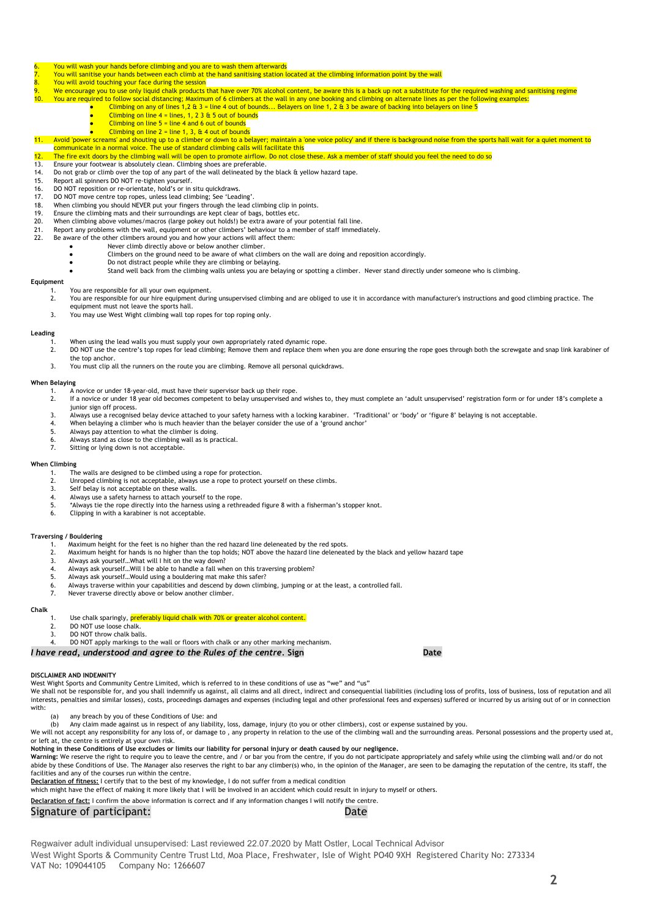6. You will wash your hands before climbing and you are to wash them afterwards
7. You will sanitise your hands between each climb at the hand sanitising station located at the climbing information point by the wall
8. You will avoid touching your face during the session
9. We encourage you to use only liquid chalk products that have over 70% alcohol content, be aware this is a back up not a substitute for the required washing and sanitising regime
10. You are required to follow social distancing; Maximum of 6 climbers at the wall in any one booking and climbing on alternate lines as per the following examples:
    - Climbing on any of lines 1,2 & 3 = line 4 out of bounds... Belayers on line 1, 2 & 3 be aware of backing into belayers on line 5
    - Climbing on line 4 = lines, 1, 2 3 & 5 out of bounds
    - Climbing on line 5 = line 4 and 6 out of bounds
    - Climbing on line 2 = line 1, 3, & 4 out of bounds
11. Avoid 'power screams' and shouting up to a climber or down to a belayer; maintain a 'one voice policy' and if there is background noise from the sports hall wait for a quiet moment to communicate in a normal voice. The use of standard climbing calls will facilitate this
12. The fire exit doors by the climbing wall will be open to promote airflow. Do not close these. Ask a member of staff should you feel the need to do so
13. Ensure your footwear is absolutely clean. Climbing shoes are preferable.
14. Do not grab or climb over the top of any part of the wall delineated by the black & yellow hazard tape.
15. Report all spinners DO NOT re-tighten yourself.
16. DO NOT reposition or re-orientate, hold's or in situ quickdraws.
17. DO NOT move centre top ropes, unless lead climbing; See 'Leading'.
18. When climbing you should NEVER put your fingers through the lead climbing clip in points.
19. Ensure the climbing mats and their surroundings are kept clear of bags, bottles etc.
20. When climbing above volumes/macros (large pokey out holds!) be extra aware of your potential fall line.
21. Report any problems with the wall, equipment or other climbers' behaviour to a member of staff immediately.
22. Be aware of the other climbers around you and how your actions will affect them:
    - Never climb directly above or below another climber.
    - Climbers on the ground need to be aware of what climbers on the wall are doing and reposition accordingly.
    - Do not distract people while they are climbing or belaying.
    - Stand well back from the climbing walls unless you are belaying or spotting a climber. Never stand directly under someone who is climbing.

**Equipment**

1. You are responsible for all your own equipment.
2. You are responsible for our hire equipment during unsupervised climbing and are obliged to use it in accordance with manufacturer's instructions and good climbing practice. The equipment must not leave the sports hall.
3. You may use West Wight climbing wall top ropes for top roping only.

**Leading**

1. When using the lead walls you must supply your own appropriately rated dynamic rope.
2. DO NOT use the centre's top ropes for lead climbing; Remove them and replace them when you are done ensuring the rope goes through both the screwgate and snap link karabiner of the top anchor.
3. You must clip all the runners on the route you are climbing. Remove all personal quickdraws.

**When Belaying**

1. A novice or under 18-year-old, must have their supervisor back up their rope.
2. If a novice or under 18 year old becomes competent to belay unsupervised and wishes to, they must complete an 'adult unsupervised' registration form or for under 18's complete a junior sign off process.
3. Always use a recognised belay device attached to your safety harness with a locking karabiner. 'Traditional' or 'body' or 'figure 8' belaying is not acceptable.
4. When belaying a climber who is much heavier than the belayer consider the use of a 'ground anchor'
5. Always pay attention to what the climber is doing.
6. Always stand as close to the climbing wall as is practical.
7. Sitting or lying down is not acceptable.

**When Climbing**

1. The walls are designed to be climbed using a rope for protection.
2. Unroped climbing is not acceptable, always use a rope to protect yourself on these climbs.
3. Self belay is not acceptable on these walls.
4. Always use a safety harness to attach yourself to the rope.
5. *Always tie the rope directly into the harness using a rethreaded figure 8 with a fisherman's stopper knot.
6. Clipping in with a karabiner is not acceptable.

**Traversing / Bouldering**

1. Maximum height for the feet is no higher than the red hazard line deleneated by the red spots.
2. Maximum height for hands is no higher than the top holds; NOT above the hazard line deleneated by the black and yellow hazard tape
3. Always ask yourself…What will I hit on the way down?
4. Always ask yourself…Will I be able to handle a fall when on this traversing problem?
5. Always ask yourself…Would using a bouldering mat make this safer?
6. Always traverse within your capabilities and descend by down climbing, jumping or at the least, a controlled fall.
7. Never traverse directly above or below another climber.

**Chalk**

1. Use chalk sparingly, preferably liquid chalk with 70% or greater alcohol content.
2. DO NOT use loose chalk.
3. DO NOT throw chalk balls.
4. DO NOT apply markings to the wall or floors with chalk or any other marking mechanism.

***I have read, understood and agree to the Rules of the centre.* Sign** **Date**

**DISCLAIMER AND INDEMNITY**

West Wight Sports and Community Centre Limited, which is referred to in these conditions of use as "we" and "us"

We shall not be responsible for, and you shall indemnify us against, all claims and all direct, indirect and consequential liabilities (including loss of profits, loss of business, loss of reputation and all interests, penalties and similar losses), costs, proceedings damages and expenses (including legal and other professional fees and expenses) suffered or incurred by us arising out of or in connection with:

(a) any breach by you of these Conditions of Use: and

(b) Any claim made against us in respect of any liability, loss, damage, injury (to you or other climbers), cost or expense sustained by you.

We will not accept any responsibility for any loss of, or damage to , any property in relation to the use of the climbing wall and the surrounding areas. Personal possessions and the property used at, or left at, the centre is entirely at your own risk.

**Nothing in these Conditions of Use excludes or limits our liability for personal injury or death caused by our negligence.**

**Warning:** We reserve the right to require you to leave the centre, and / or bar you from the centre, if you do not participate appropriately and safely while using the climbing wall and/or do not abide by these Conditions of Use. The Manager also reserves the right to bar any climber(s) who, in the opinion of the Manager, are seen to be damaging the reputation of the centre, its staff, the facilities and any of the courses run within the centre.

**Declaration of fitness:** I certify that to the best of my knowledge, I do not suffer from a medical condition which might have the effect of making it more likely that I will be involved in an accident which could result in injury to myself or others.

**Declaration of fact:** I confirm the above information is correct and if any information changes I will notify the centre.

Signature of participant: Date

Regwaiver adult individual unsupervised: Last reviewed 22.07.2020 by Matt Ostler, Local Technical Advisor

West Wight Sports & Community Centre Trust Ltd, Moa Place, Freshwater, Isle of Wight PO40 9XH Registered Charity No: 273334

VAT No: 109044105 Company No: 1266607